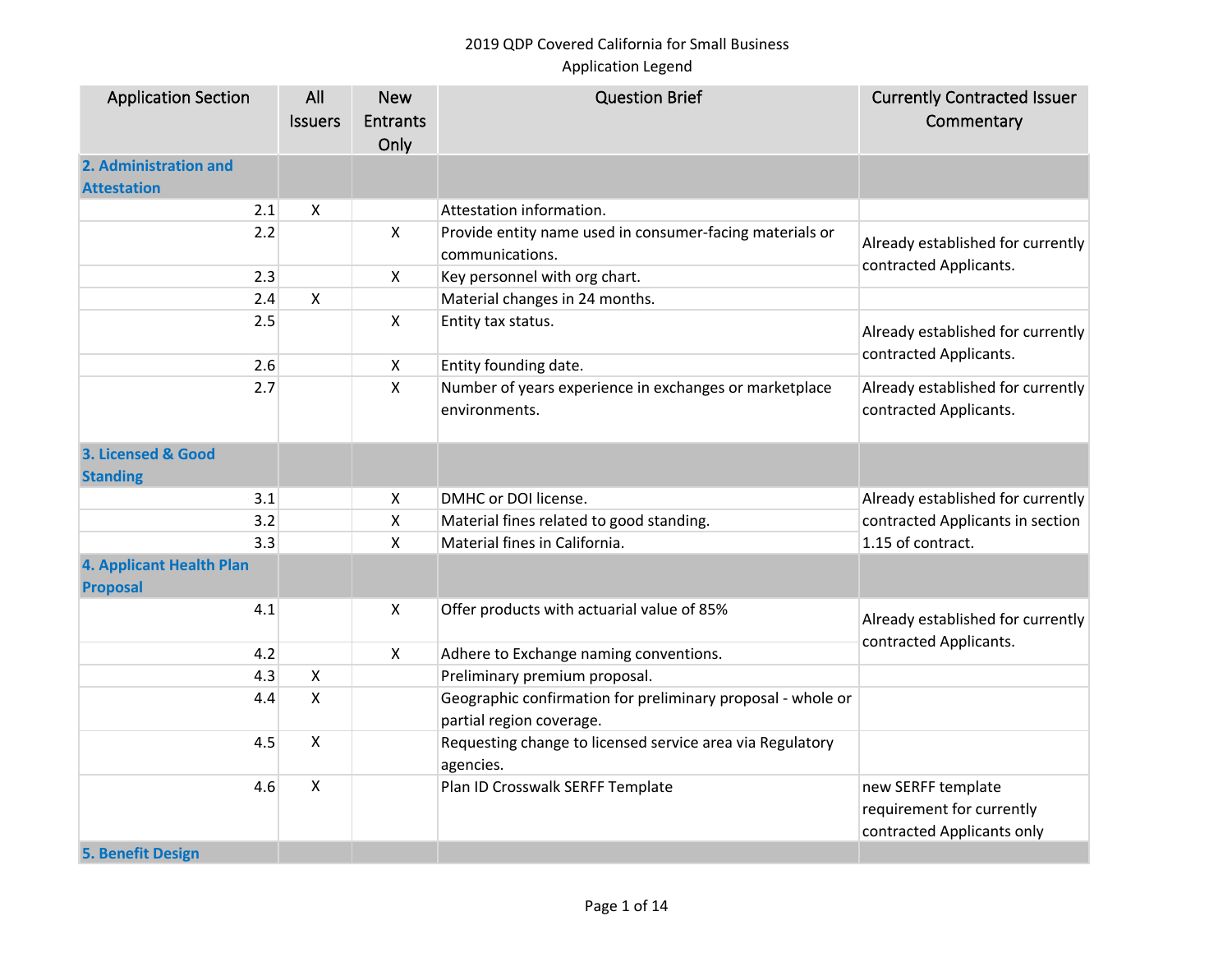2019 QDP Covered California for Small Business
Application Legend

| Application Section | All Issuers | New Entrants Only | Question Brief | Currently Contracted Issuer Commentary |
|---|---|---|---|---|
| **2. Administration and Attestation** | | | | |
| 2.1 | X | | Attestation information. | |
| 2.2 | | X | Provide entity name used in consumer-facing materials or communications. | Already established for currently contracted Applicants. |
| 2.3 | | X | Key personnel with org chart. | |
| 2.4 | X | | Material changes in 24 months. | |
| 2.5 | | X | Entity tax status. | Already established for currently contracted Applicants. |
| 2.6 | | X | Entity founding date. | |
| 2.7 | | X | Number of years experience in exchanges or marketplace environments. | Already established for currently contracted Applicants. |
| **3. Licensed & Good Standing** | | | | |
| 3.1 | | X | DMHC or DOI license. | Already established for currently contracted Applicants in section 1.15 of contract. |
| 3.2 | | X | Material fines related to good standing. | |
| 3.3 | | X | Material fines in California. | |
| **4. Applicant Health Plan Proposal** | | | | |
| 4.1 | | X | Offer products with actuarial value of 85% | Already established for currently contracted Applicants. |
| 4.2 | | X | Adhere to Exchange naming conventions. | |
| 4.3 | X | | Preliminary premium proposal. | |
| 4.4 | X | | Geographic confirmation for preliminary proposal - whole or partial region coverage. | |
| 4.5 | X | | Requesting change to licensed service area via Regulatory agencies. | |
| 4.6 | X | | Plan ID Crosswalk SERFF Template | new SERFF template requirement for currently contracted Applicants only |
| **5. Benefit Design** | | | | |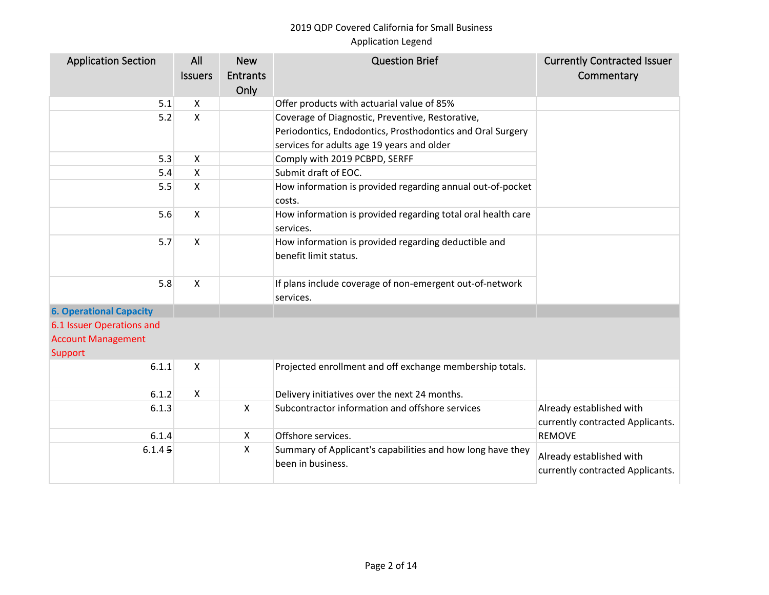2019 QDP Covered California for Small Business
Application Legend

| Application Section | All Issuers | New Entrants Only | Question Brief | Currently Contracted Issuer Commentary |
|---|---|---|---|---|
| 5.1 | X | | Offer products with actuarial value of 85% | |
| 5.2 | X | | Coverage of Diagnostic, Preventive, Restorative, Periodontics, Endodontics, Prosthodontics and Oral Surgery services for adults age 19 years and older | |
| 5.3 | X | | Comply with 2019 PCBPD, SERFF | |
| 5.4 | X | | Submit draft of EOC. | |
| 5.5 | X | | How information is provided regarding annual out-of-pocket costs. | |
| 5.6 | X | | How information is provided regarding total oral health care services. | |
| 5.7 | X | | How information is provided regarding deductible and benefit limit status. | |
| 5.8 | X | | If plans include coverage of non-emergent out-of-network services. | |
| **6. Operational Capacity** | | | | |
| 6.1 Issuer Operations and Account Management Support | | | | |
| 6.1.1 | X | | Projected enrollment and off exchange membership totals. | |
| 6.1.2 | X | | Delivery initiatives over the next 24 months. | |
| 6.1.3 | | X | Subcontractor information and offshore services | Already established with currently contracted Applicants. |
| 6.1.4 | | X | Offshore services. | REMOVE |
| 6.1.4 ~~5~~ | | X | Summary of Applicant's capabilities and how long have they been in business. | Already established with currently contracted Applicants. |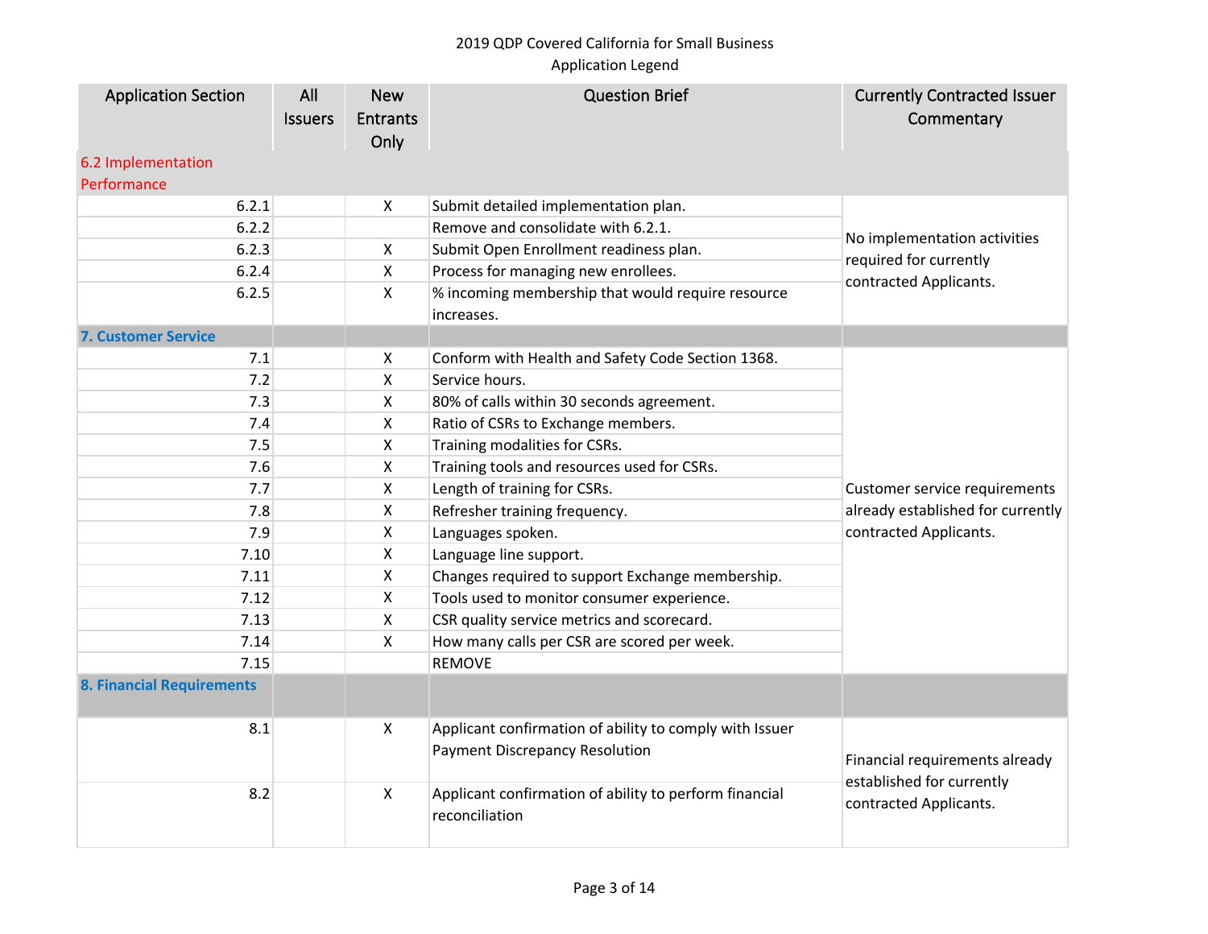2019 QDP Covered California for Small Business
Application Legend

| Application Section | All Issuers | New Entrants Only | Question Brief | Currently Contracted Issuer Commentary |
|---|---|---|---|---|
| **6.2 Implementation Performance** | | | | |
| 6.2.1 | | X | Submit detailed implementation plan. | No implementation activities required for currently contracted Applicants. |
| 6.2.2 | | | Remove and consolidate with 6.2.1. | |
| 6.2.3 | | X | Submit Open Enrollment readiness plan. | |
| 6.2.4 | | X | Process for managing new enrollees. | |
| 6.2.5 | | X | % incoming membership that would require resource increases. | |
| **7. Customer Service** | | | | |
| 7.1 | | X | Conform with Health and Safety Code Section 1368. | Customer service requirements already established for currently contracted Applicants. |
| 7.2 | | X | Service hours. | |
| 7.3 | | X | 80% of calls within 30 seconds agreement. | |
| 7.4 | | X | Ratio of CSRs to Exchange members. | |
| 7.5 | | X | Training modalities for CSRs. | |
| 7.6 | | X | Training tools and resources used for CSRs. | |
| 7.7 | | X | Length of training for CSRs. | |
| 7.8 | | X | Refresher training frequency. | |
| 7.9 | | X | Languages spoken. | |
| 7.10 | | X | Language line support. | |
| 7.11 | | X | Changes required to support Exchange membership. | |
| 7.12 | | X | Tools used to monitor consumer experience. | |
| 7.13 | | X | CSR quality service metrics and scorecard. | |
| 7.14 | | X | How many calls per CSR are scored per week. | |
| 7.15 | | | REMOVE | |
| **8. Financial Requirements** | | | | |
| 8.1 | | X | Applicant confirmation of ability to comply with Issuer Payment Discrepancy Resolution | Financial requirements already established for currently contracted Applicants. |
| 8.2 | | X | Applicant confirmation of ability to perform financial reconciliation | |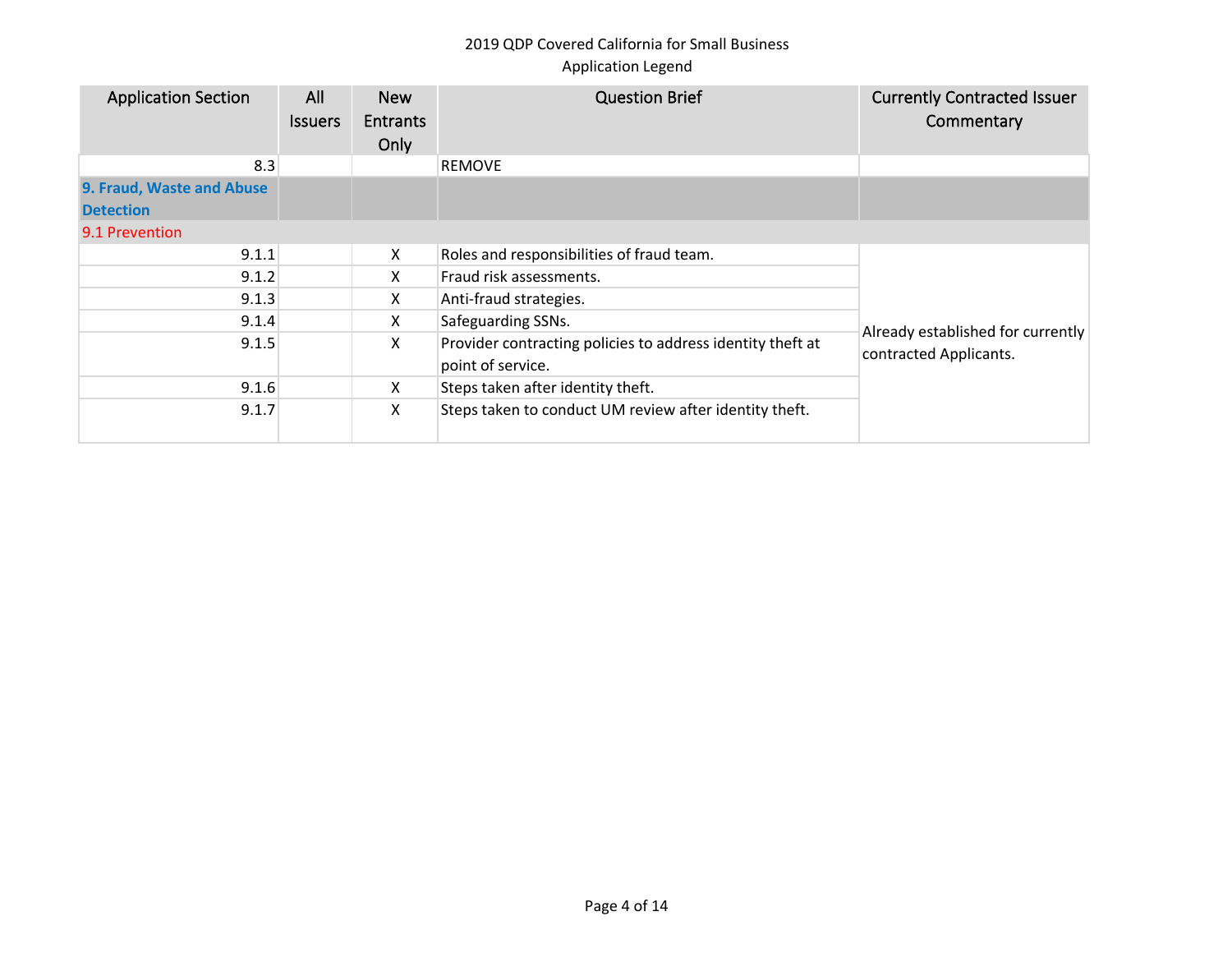2019 QDP Covered California for Small Business
Application Legend

| Application Section | All Issuers | New Entrants Only | Question Brief | Currently Contracted Issuer Commentary |
|---|---|---|---|---|
| 8.3 | | | REMOVE | |
| **9. Fraud, Waste and Abuse Detection** | | | | |
| 9.1 Prevention | | | | |
| 9.1.1 | | X | Roles and responsibilities of fraud team. | Already established for currently contracted Applicants. |
| 9.1.2 | | X | Fraud risk assessments. | |
| 9.1.3 | | X | Anti-fraud strategies. | |
| 9.1.4 | | X | Safeguarding SSNs. | |
| 9.1.5 | | X | Provider contracting policies to address identity theft at point of service. | |
| 9.1.6 | | X | Steps taken after identity theft. | |
| 9.1.7 | | X | Steps taken to conduct UM review after identity theft. | |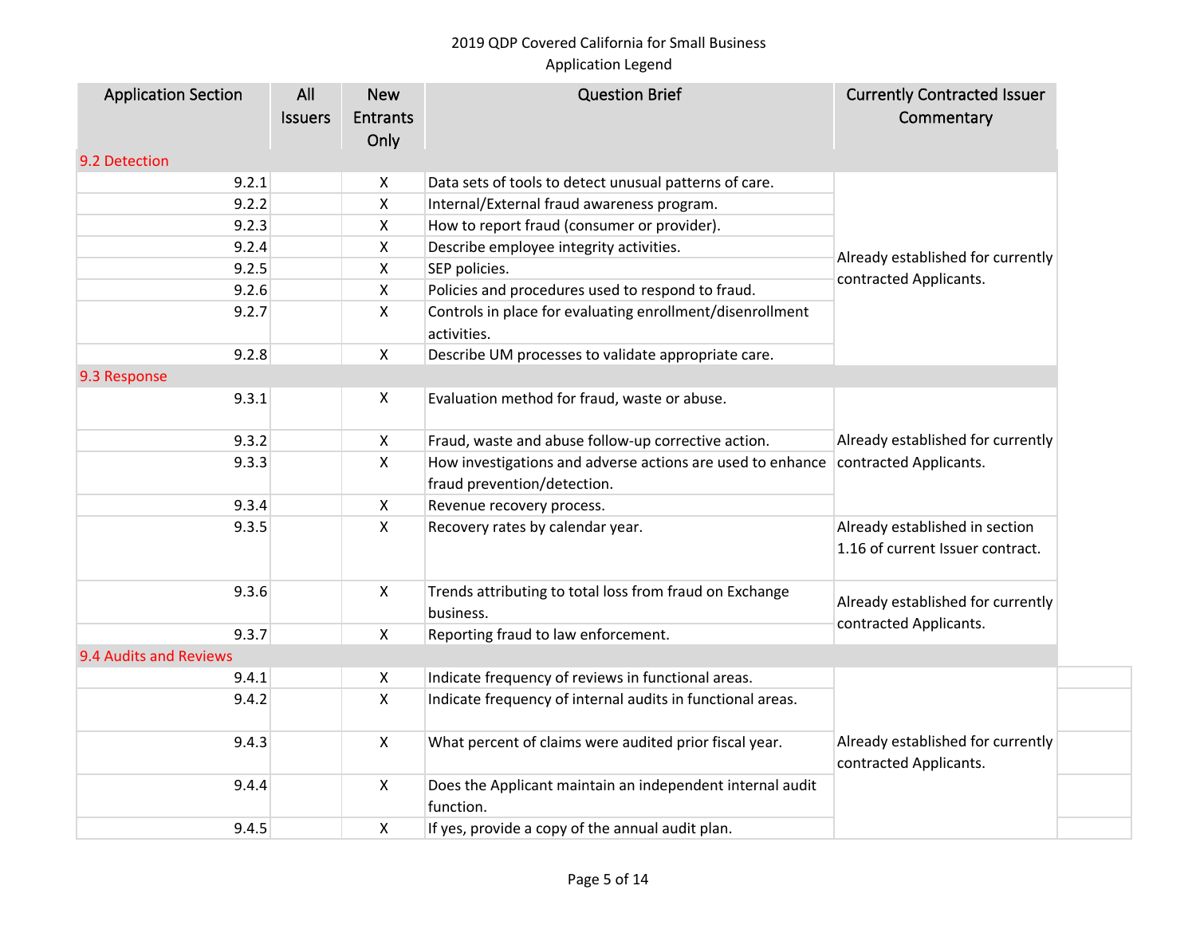2019 QDP Covered California for Small Business
Application Legend

| Application Section | All Issuers | New Entrants Only | Question Brief | Currently Contracted Issuer Commentary |
|---|---|---|---|---|
| 9.2 Detection | | | | |
| 9.2.1 | | X | Data sets of tools to detect unusual patterns of care. | Already established for currently contracted Applicants. |
| 9.2.2 | | X | Internal/External fraud awareness program. | |
| 9.2.3 | | X | How to report fraud (consumer or provider). | |
| 9.2.4 | | X | Describe employee integrity activities. | |
| 9.2.5 | | X | SEP policies. | |
| 9.2.6 | | X | Policies and procedures used to respond to fraud. | |
| 9.2.7 | | X | Controls in place for evaluating enrollment/disenrollment activities. | |
| 9.2.8 | | X | Describe UM processes to validate appropriate care. | |
| 9.3 Response | | | | |
| 9.3.1 | | X | Evaluation method for fraud, waste or abuse. | Already established for currently contracted Applicants. |
| 9.3.2 | | X | Fraud, waste and abuse follow-up corrective action. | |
| 9.3.3 | | X | How investigations and adverse actions are used to enhance fraud prevention/detection. | |
| 9.3.4 | | X | Revenue recovery process. | |
| 9.3.5 | | X | Recovery rates by calendar year. | Already established in section 1.16 of current Issuer contract. |
| 9.3.6 | | X | Trends attributing to total loss from fraud on Exchange business. | Already established for currently contracted Applicants. |
| 9.3.7 | | X | Reporting fraud to law enforcement. | |
| 9.4 Audits and Reviews | | | | |
| 9.4.1 | | X | Indicate frequency of reviews in functional areas. | Already established for currently contracted Applicants. |
| 9.4.2 | | X | Indicate frequency of internal audits in functional areas. | |
| 9.4.3 | | X | What percent of claims were audited prior fiscal year. | |
| 9.4.4 | | X | Does the Applicant maintain an independent internal audit function. | |
| 9.4.5 | | X | If yes, provide a copy of the annual audit plan. | |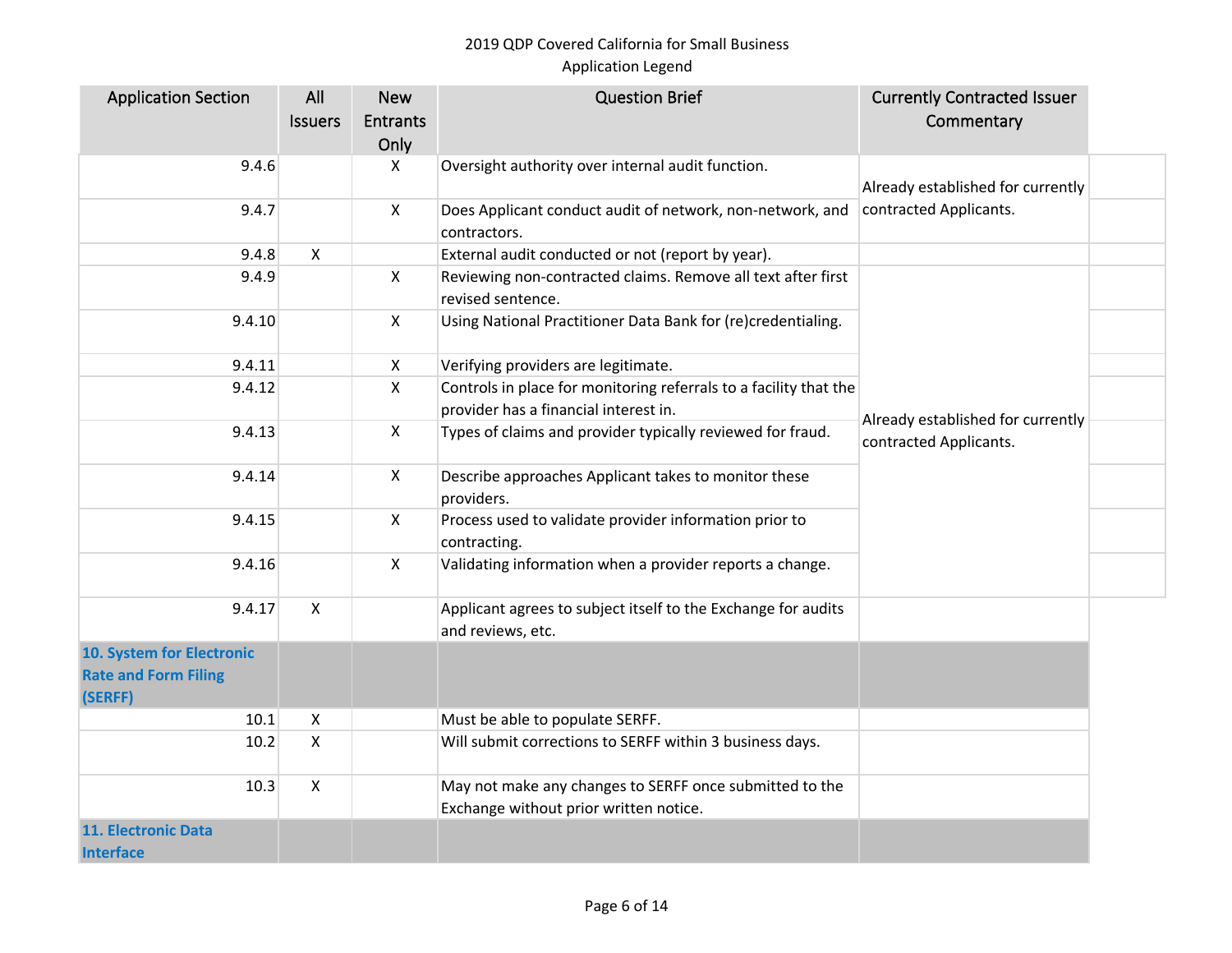2019 QDP Covered California for Small Business
Application Legend

| Application Section | All Issuers | New Entrants Only | Question Brief | Currently Contracted Issuer Commentary |
|---|---|---|---|---|
| 9.4.6 | | X | Oversight authority over internal audit function. | Already established for currently contracted Applicants. |
| 9.4.7 | | X | Does Applicant conduct audit of network, non-network, and contractors. | |
| 9.4.8 | X | | External audit conducted or not (report by year). | |
| 9.4.9 | | X | Reviewing non-contracted claims. Remove all text after first revised sentence. | Already established for currently contracted Applicants. |
| 9.4.10 | | X | Using National Practitioner Data Bank for (re)credentialing. | |
| 9.4.11 | | X | Verifying providers are legitimate. | |
| 9.4.12 | | X | Controls in place for monitoring referrals to a facility that the provider has a financial interest in. | |
| 9.4.13 | | X | Types of claims and provider typically reviewed for fraud. | |
| 9.4.14 | | X | Describe approaches Applicant takes to monitor these providers. | |
| 9.4.15 | | X | Process used to validate provider information prior to contracting. | |
| 9.4.16 | | X | Validating information when a provider reports a change. | |
| 9.4.17 | X | | Applicant agrees to subject itself to the Exchange for audits and reviews, etc. | |
| **10. System for Electronic Rate and Form Filing (SERFF)** | | | | |
| 10.1 | X | | Must be able to populate SERFF. | |
| 10.2 | X | | Will submit corrections to SERFF within 3 business days. | |
| 10.3 | X | | May not make any changes to SERFF once submitted to the Exchange without prior written notice. | |
| **11. Electronic Data Interface** | | | | |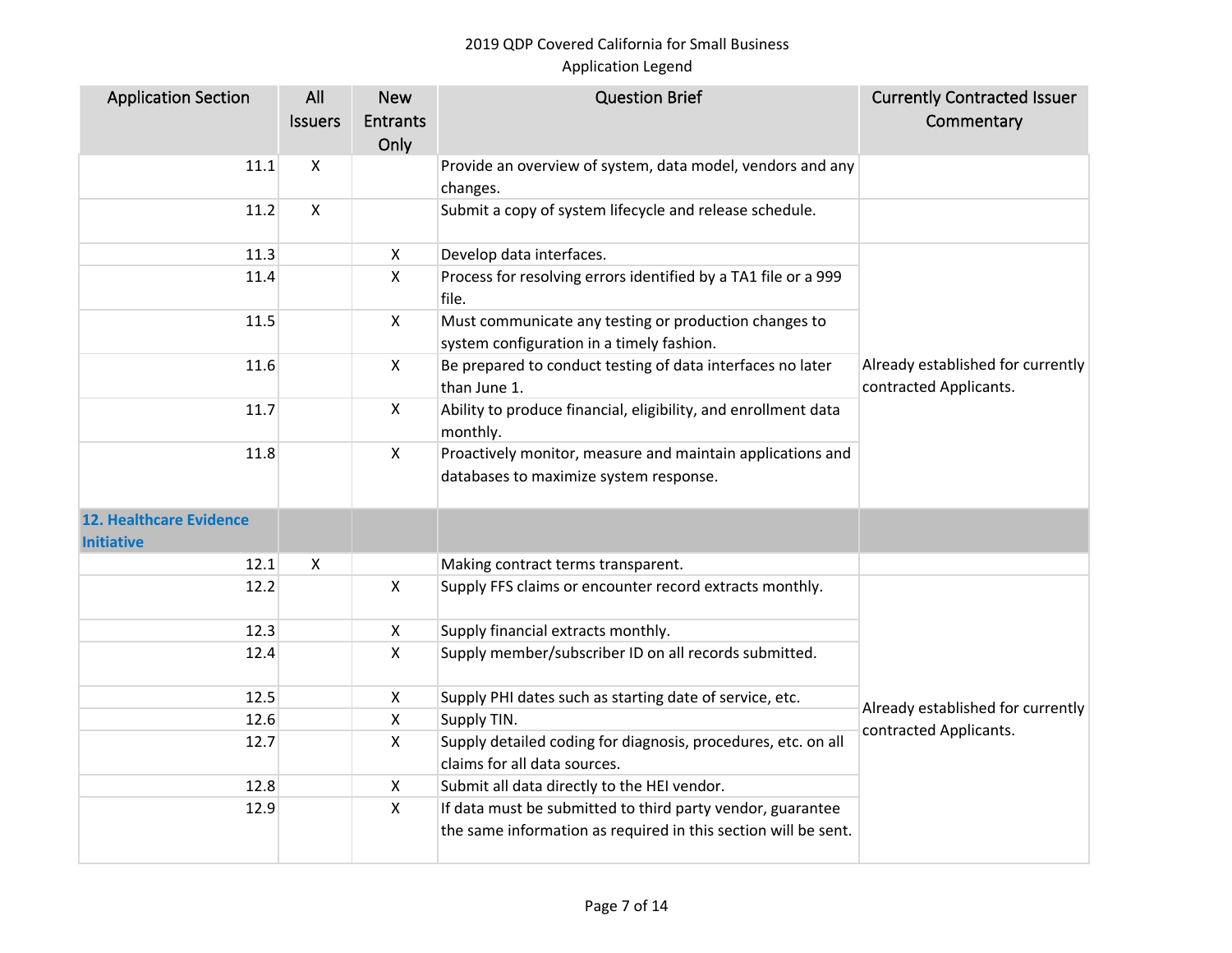| Application Section | All Issuers | New Entrants Only | Question Brief | Currently Contracted Issuer Commentary |
|---|---|---|---|---|
| 11.1 | X | | Provide an overview of system, data model, vendors and any changes. | |
| 11.2 | X | | Submit a copy of system lifecycle and release schedule. | |
| 11.3 | | X | Develop data interfaces. | Already established for currently contracted Applicants. |
| 11.4 | | X | Process for resolving errors identified by a TA1 file or a 999 file. | |
| 11.5 | | X | Must communicate any testing or production changes to system configuration in a timely fashion. | |
| 11.6 | | X | Be prepared to conduct testing of data interfaces no later than June 1. | |
| 11.7 | | X | Ability to produce financial, eligibility, and enrollment data monthly. | |
| 11.8 | | X | Proactively monitor, measure and maintain applications and databases to maximize system response. | |
| **12. Healthcare Evidence Initiative** | | | | |
| 12.1 | X | | Making contract terms transparent. | |
| 12.2 | | X | Supply FFS claims or encounter record extracts monthly. | Already established for currently contracted Applicants. |
| 12.3 | | X | Supply financial extracts monthly. | |
| 12.4 | | X | Supply member/subscriber ID on all records submitted. | |
| 12.5 | | X | Supply PHI dates such as starting date of service, etc. | |
| 12.6 | | X | Supply TIN. | |
| 12.7 | | X | Supply detailed coding for diagnosis, procedures, etc. on all claims for all data sources. | |
| 12.8 | | X | Submit all data directly to the HEI vendor. | |
| 12.9 | | X | If data must be submitted to third party vendor, guarantee the same information as required in this section will be sent. | |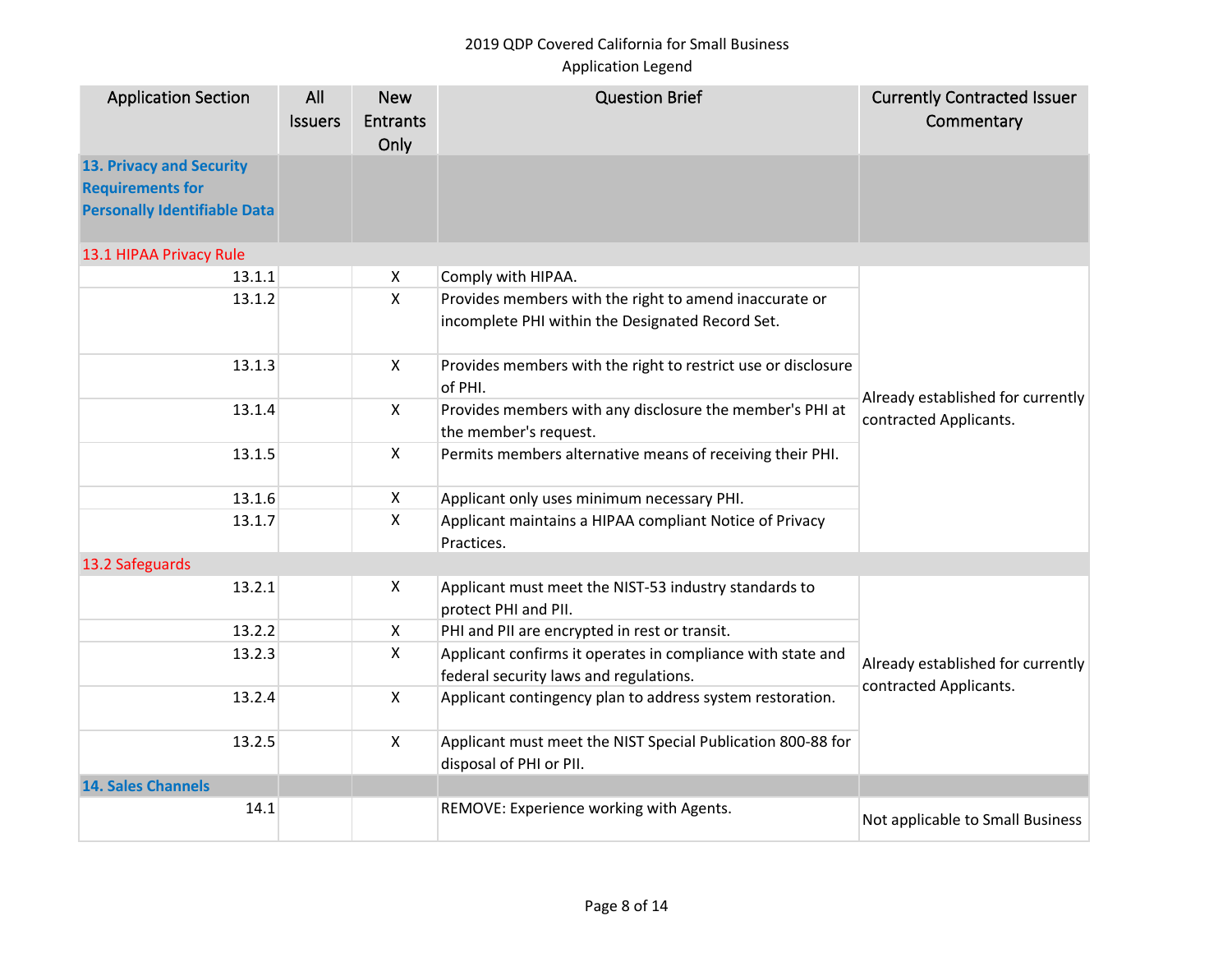2019 QDP Covered California for Small Business
Application Legend

| Application Section | All Issuers | New Entrants Only | Question Brief | Currently Contracted Issuer Commentary |
|---|---|---|---|---|
| **13. Privacy and Security Requirements for Personally Identifiable Data** | | | | |
| 13.1 HIPAA Privacy Rule | | | | |
| 13.1.1 | | X | Comply with HIPAA. | Already established for currently contracted Applicants. |
| 13.1.2 | | X | Provides members with the right to amend inaccurate or incomplete PHI within the Designated Record Set. | |
| 13.1.3 | | X | Provides members with the right to restrict use or disclosure of PHI. | |
| 13.1.4 | | X | Provides members with any disclosure the member's PHI at the member's request. | |
| 13.1.5 | | X | Permits members alternative means of receiving their PHI. | |
| 13.1.6 | | X | Applicant only uses minimum necessary PHI. | |
| 13.1.7 | | X | Applicant maintains a HIPAA compliant Notice of Privacy Practices. | |
| 13.2 Safeguards | | | | |
| 13.2.1 | | X | Applicant must meet the NIST-53 industry standards to protect PHI and PII. | Already established for currently contracted Applicants. |
| 13.2.2 | | X | PHI and PII are encrypted in rest or transit. | |
| 13.2.3 | | X | Applicant confirms it operates in compliance with state and federal security laws and regulations. | |
| 13.2.4 | | X | Applicant contingency plan to address system restoration. | |
| 13.2.5 | | X | Applicant must meet the NIST Special Publication 800-88 for disposal of PHI or PII. | |
| **14. Sales Channels** | | | | |
| 14.1 | | | REMOVE: Experience working with Agents. | Not applicable to Small Business |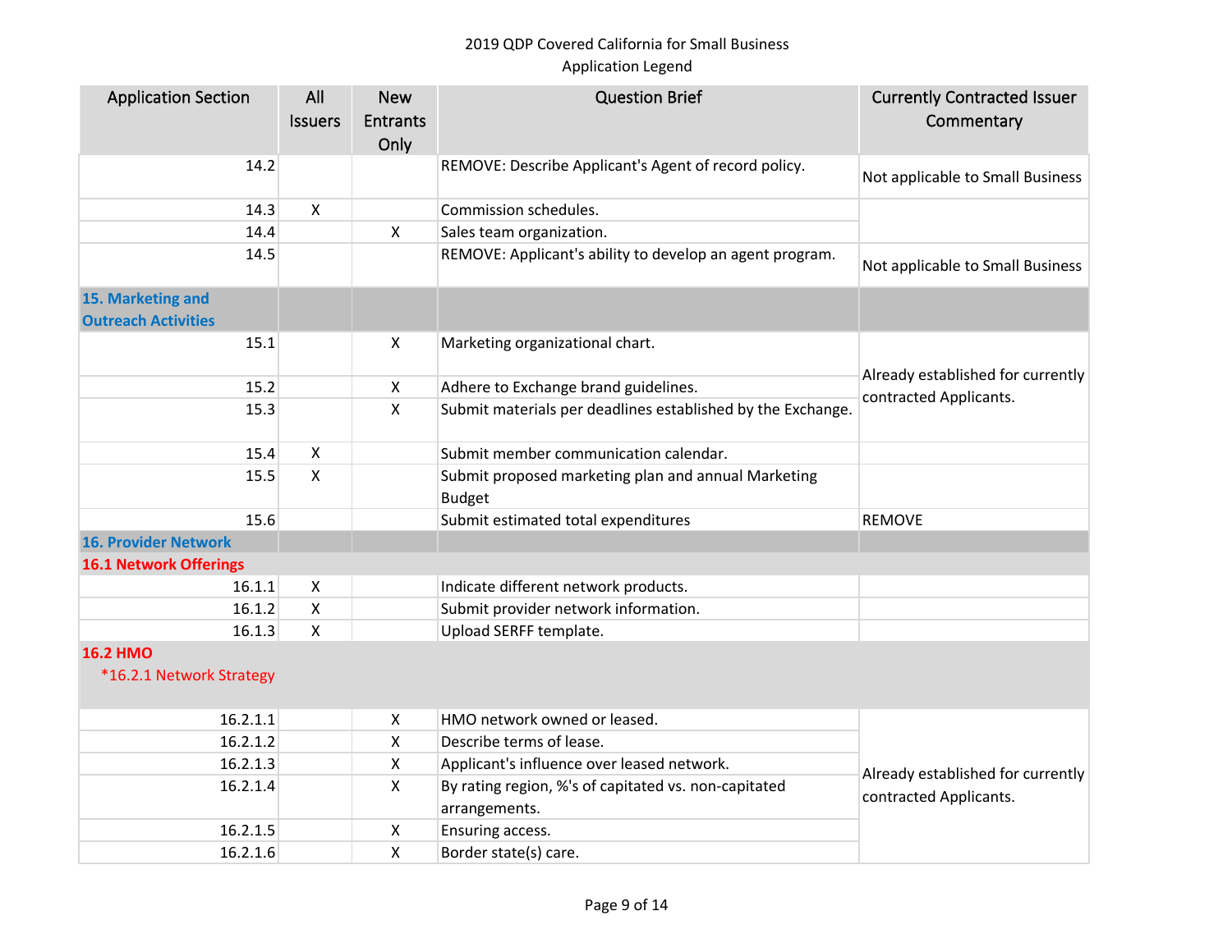2019 QDP Covered California for Small Business
Application Legend

| Application Section | All Issuers | New Entrants Only | Question Brief | Currently Contracted Issuer Commentary |
|---|---|---|---|---|
| 14.2 | | | REMOVE: Describe Applicant's Agent of record policy. | Not applicable to Small Business |
| 14.3 | X | | Commission schedules. | |
| 14.4 | | X | Sales team organization. | |
| 14.5 | | | REMOVE: Applicant's ability to develop an agent program. | Not applicable to Small Business |
| **15. Marketing and Outreach Activities** | | | | |
| 15.1 | | X | Marketing organizational chart. | Already established for currently contracted Applicants. |
| 15.2 | | X | Adhere to Exchange brand guidelines. | |
| 15.3 | | X | Submit materials per deadlines established by the Exchange. | |
| 15.4 | X | | Submit member communication calendar. | |
| 15.5 | X | | Submit proposed marketing plan and annual Marketing Budget | |
| 15.6 | | | Submit estimated total expenditures | REMOVE |
| **16. Provider Network** | | | | |
| **16.1 Network Offerings** | | | | |
| 16.1.1 | X | | Indicate different network products. | |
| 16.1.2 | X | | Submit provider network information. | |
| 16.1.3 | X | | Upload SERFF template. | |
| **16.2 HMO** *16.2.1 Network Strategy | | | | |
| 16.2.1.1 | | X | HMO network owned or leased. | Already established for currently contracted Applicants. |
| 16.2.1.2 | | X | Describe terms of lease. | |
| 16.2.1.3 | | X | Applicant's influence over leased network. | |
| 16.2.1.4 | | X | By rating region, %'s of capitated vs. non-capitated arrangements. | |
| 16.2.1.5 | | X | Ensuring access. | |
| 16.2.1.6 | | X | Border state(s) care. | |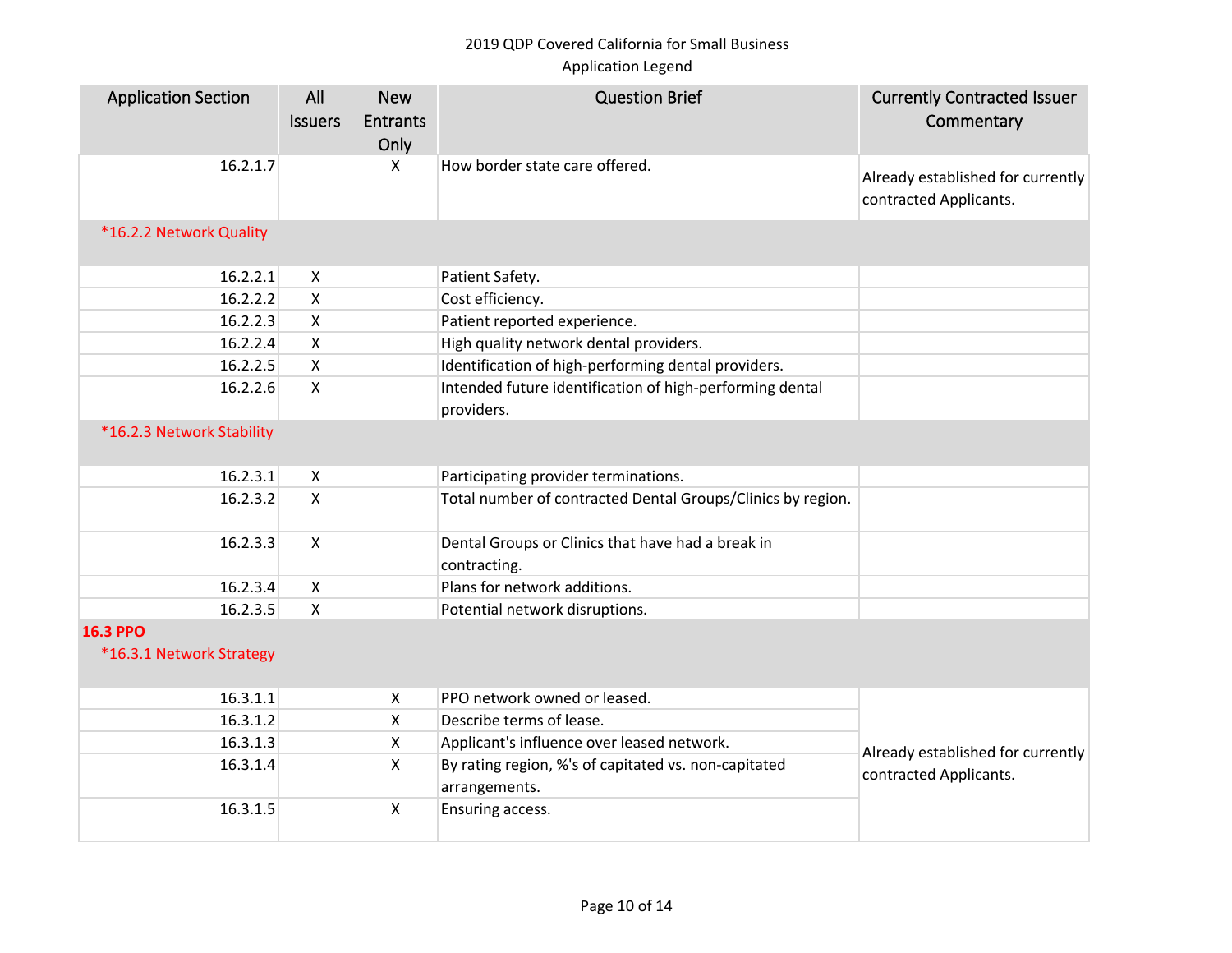2019 QDP Covered California for Small Business
Application Legend

| Application Section | All Issuers | New Entrants Only | Question Brief | Currently Contracted Issuer Commentary |
|---|---|---|---|---|
| 16.2.1.7 | | X | How border state care offered. | Already established for currently contracted Applicants. |
| *16.2.2 Network Quality | | | | |
| 16.2.2.1 | X | | Patient Safety. | |
| 16.2.2.2 | X | | Cost efficiency. | |
| 16.2.2.3 | X | | Patient reported experience. | |
| 16.2.2.4 | X | | High quality network dental providers. | |
| 16.2.2.5 | X | | Identification of high-performing dental providers. | |
| 16.2.2.6 | X | | Intended future identification of high-performing dental providers. | |
| *16.2.3 Network Stability | | | | |
| 16.2.3.1 | X | | Participating provider terminations. | |
| 16.2.3.2 | X | | Total number of contracted Dental Groups/Clinics by region. | |
| 16.2.3.3 | X | | Dental Groups or Clinics that have had a break in contracting. | |
| 16.2.3.4 | X | | Plans for network additions. | |
| 16.2.3.5 | X | | Potential network disruptions. | |
| **16.3 PPO** | | | | |
| *16.3.1 Network Strategy | | | | |
| 16.3.1.1 | | X | PPO network owned or leased. | Already established for currently contracted Applicants. |
| 16.3.1.2 | | X | Describe terms of lease. | |
| 16.3.1.3 | | X | Applicant's influence over leased network. | |
| 16.3.1.4 | | X | By rating region, %'s of capitated vs. non-capitated arrangements. | |
| 16.3.1.5 | | X | Ensuring access. | |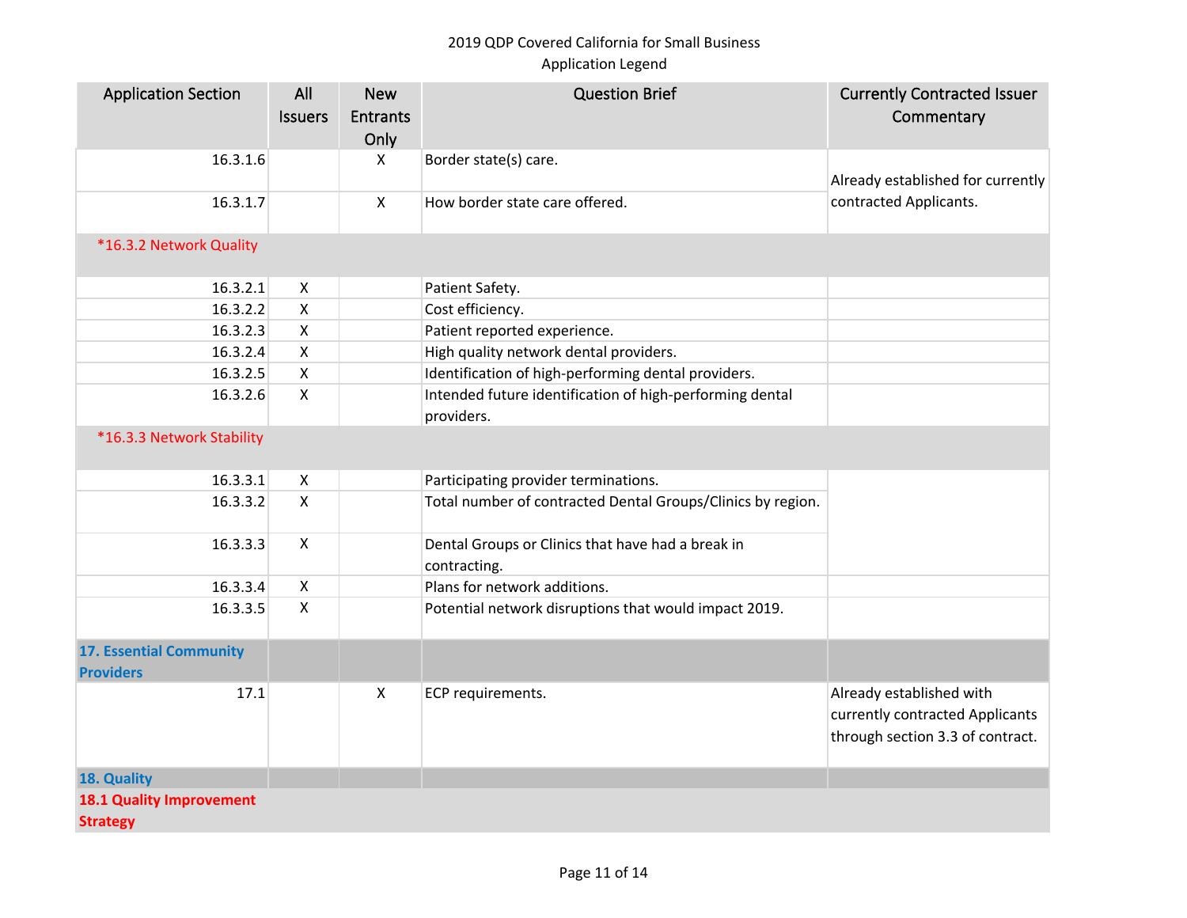2019 QDP Covered California for Small Business
Application Legend

| Application Section | All Issuers | New Entrants Only | Question Brief | Currently Contracted Issuer Commentary |
|---|---|---|---|---|
| 16.3.1.6 | | X | Border state(s) care. | Already established for currently contracted Applicants. |
| 16.3.1.7 | | X | How border state care offered. | |
| *16.3.2 Network Quality | | | | |
| 16.3.2.1 | X | | Patient Safety. | |
| 16.3.2.2 | X | | Cost efficiency. | |
| 16.3.2.3 | X | | Patient reported experience. | |
| 16.3.2.4 | X | | High quality network dental providers. | |
| 16.3.2.5 | X | | Identification of high-performing dental providers. | |
| 16.3.2.6 | X | | Intended future identification of high-performing dental providers. | |
| *16.3.3 Network Stability | | | | |
| 16.3.3.1 | X | | Participating provider terminations. | |
| 16.3.3.2 | X | | Total number of contracted Dental Groups/Clinics by region. | |
| 16.3.3.3 | X | | Dental Groups or Clinics that have had a break in contracting. | |
| 16.3.3.4 | X | | Plans for network additions. | |
| 16.3.3.5 | X | | Potential network disruptions that would impact 2019. | |
| **17. Essential Community Providers** | | | | |
| 17.1 | | X | ECP requirements. | Already established with currently contracted Applicants through section 3.3 of contract. |
| **18. Quality** | | | | |
| **18.1 Quality Improvement Strategy** | | | | |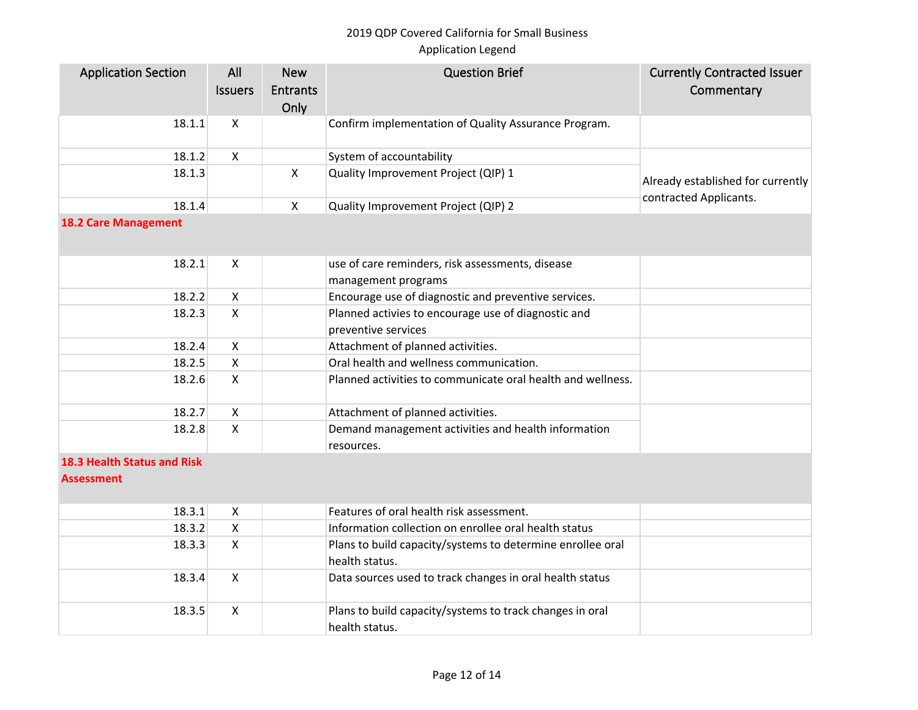2019 QDP Covered California for Small Business
Application Legend

| Application Section | All Issuers | New Entrants Only | Question Brief | Currently Contracted Issuer Commentary |
|---|---|---|---|---|
| 18.1.1 | X | | Confirm implementation of Quality Assurance Program. | |
| 18.1.2 | X | | System of accountability | |
| 18.1.3 | | X | Quality Improvement Project (QIP) 1 | Already established for currently contracted Applicants. |
| 18.1.4 | | X | Quality Improvement Project (QIP) 2 | |
| **18.2 Care Management** | | | | |
| 18.2.1 | X | | use of care reminders, risk assessments, disease management programs | |
| 18.2.2 | X | | Encourage use of diagnostic and preventive services. | |
| 18.2.3 | X | | Planned activies to encourage use of diagnostic and preventive services | |
| 18.2.4 | X | | Attachment of planned activities. | |
| 18.2.5 | X | | Oral health and wellness communication. | |
| 18.2.6 | X | | Planned activities to communicate oral health and wellness. | |
| 18.2.7 | X | | Attachment of planned activities. | |
| 18.2.8 | X | | Demand management activities and health information resources. | |
| **18.3 Health Status and Risk Assessment** | | | | |
| 18.3.1 | X | | Features of oral health risk assessment. | |
| 18.3.2 | X | | Information collection on enrollee oral health status | |
| 18.3.3 | X | | Plans to build capacity/systems to determine enrollee oral health status. | |
| 18.3.4 | X | | Data sources used to track changes in oral health status | |
| 18.3.5 | X | | Plans to build capacity/systems to track changes in oral health status. | |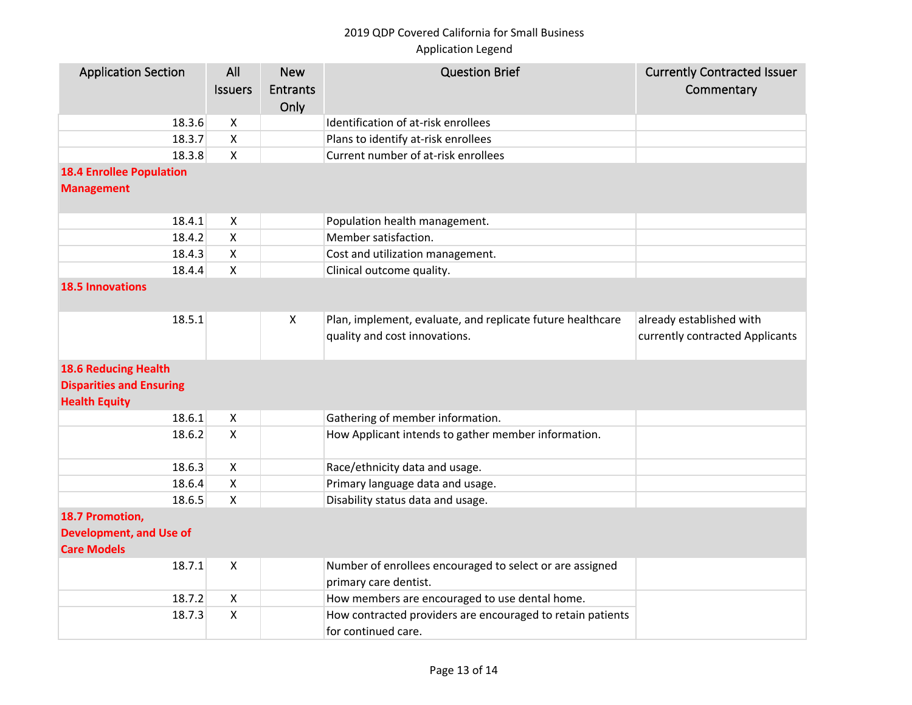2019 QDP Covered California for Small Business
Application Legend

| Application Section | All Issuers | New Entrants Only | Question Brief | Currently Contracted Issuer Commentary |
|---|---|---|---|---|
| 18.3.6 | X | | Identification of at-risk enrollees | |
| 18.3.7 | X | | Plans to identify at-risk enrollees | |
| 18.3.8 | X | | Current number of at-risk enrollees | |
| **18.4 Enrollee Population Management** | | | | |
| 18.4.1 | X | | Population health management. | |
| 18.4.2 | X | | Member satisfaction. | |
| 18.4.3 | X | | Cost and utilization management. | |
| 18.4.4 | X | | Clinical outcome quality. | |
| **18.5 Innovations** | | | | |
| 18.5.1 | | X | Plan, implement, evaluate, and replicate future healthcare quality and cost innovations. | already established with currently contracted Applicants |
| **18.6 Reducing Health Disparities and Ensuring Health Equity** | | | | |
| 18.6.1 | X | | Gathering of member information. | |
| 18.6.2 | X | | How Applicant intends to gather member information. | |
| 18.6.3 | X | | Race/ethnicity data and usage. | |
| 18.6.4 | X | | Primary language data and usage. | |
| 18.6.5 | X | | Disability status data and usage. | |
| **18.7 Promotion, Development, and Use of Care Models** | | | | |
| 18.7.1 | X | | Number of enrollees encouraged to select or are assigned primary care dentist. | |
| 18.7.2 | X | | How members are encouraged to use dental home. | |
| 18.7.3 | X | | How contracted providers are encouraged to retain patients for continued care. | |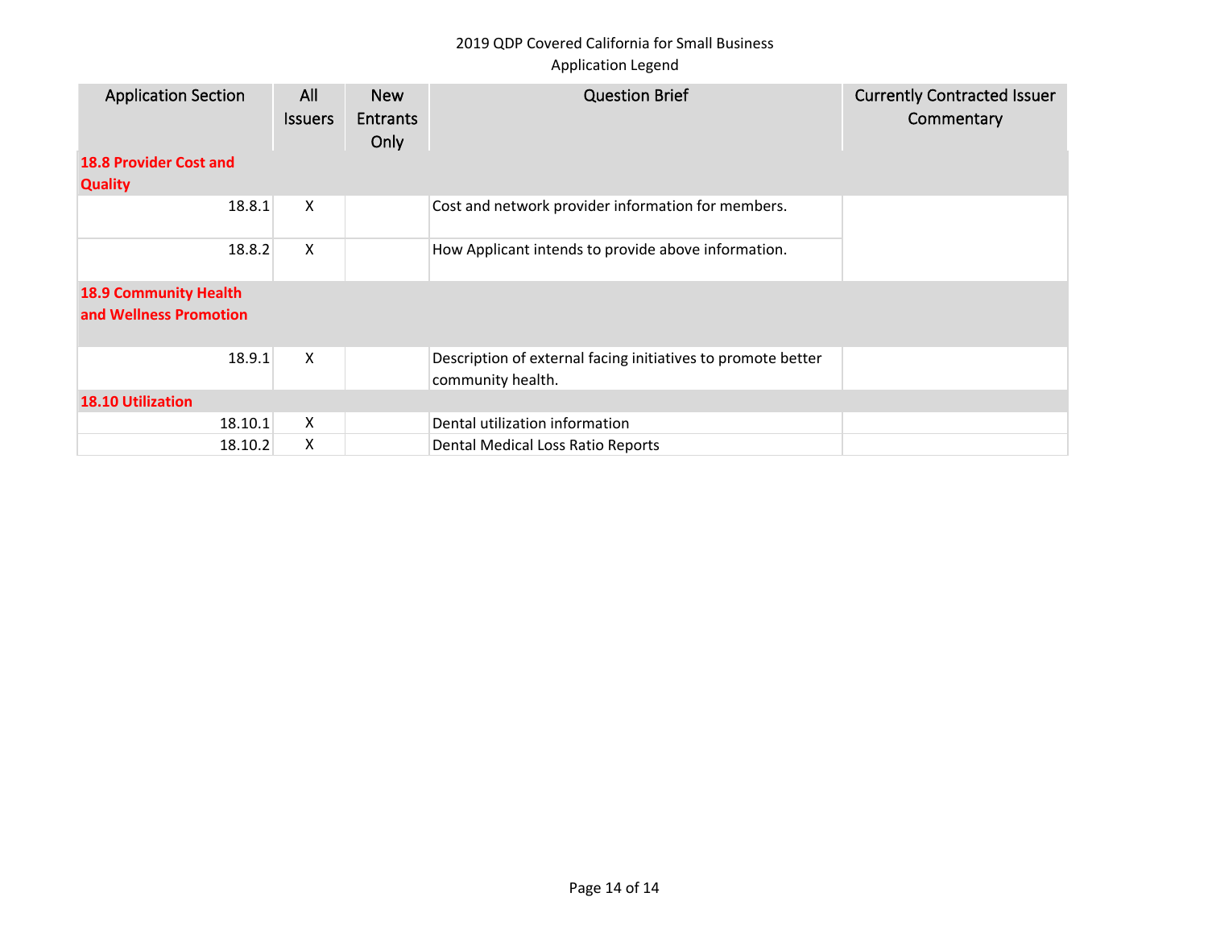2019 QDP Covered California for Small Business
Application Legend

| Application Section | All Issuers | New Entrants Only | Question Brief | Currently Contracted Issuer Commentary |
|---|---|---|---|---|
| **18.8 Provider Cost and Quality** | | | | |
| 18.8.1 | X | | Cost and network provider information for members. | |
| 18.8.2 | X | | How Applicant intends to provide above information. | |
| **18.9 Community Health and Wellness Promotion** | | | | |
| 18.9.1 | X | | Description of external facing initiatives to promote better community health. | |
| **18.10 Utilization** | | | | |
| 18.10.1 | X | | Dental utilization information | |
| 18.10.2 | X | | Dental Medical Loss Ratio Reports | |